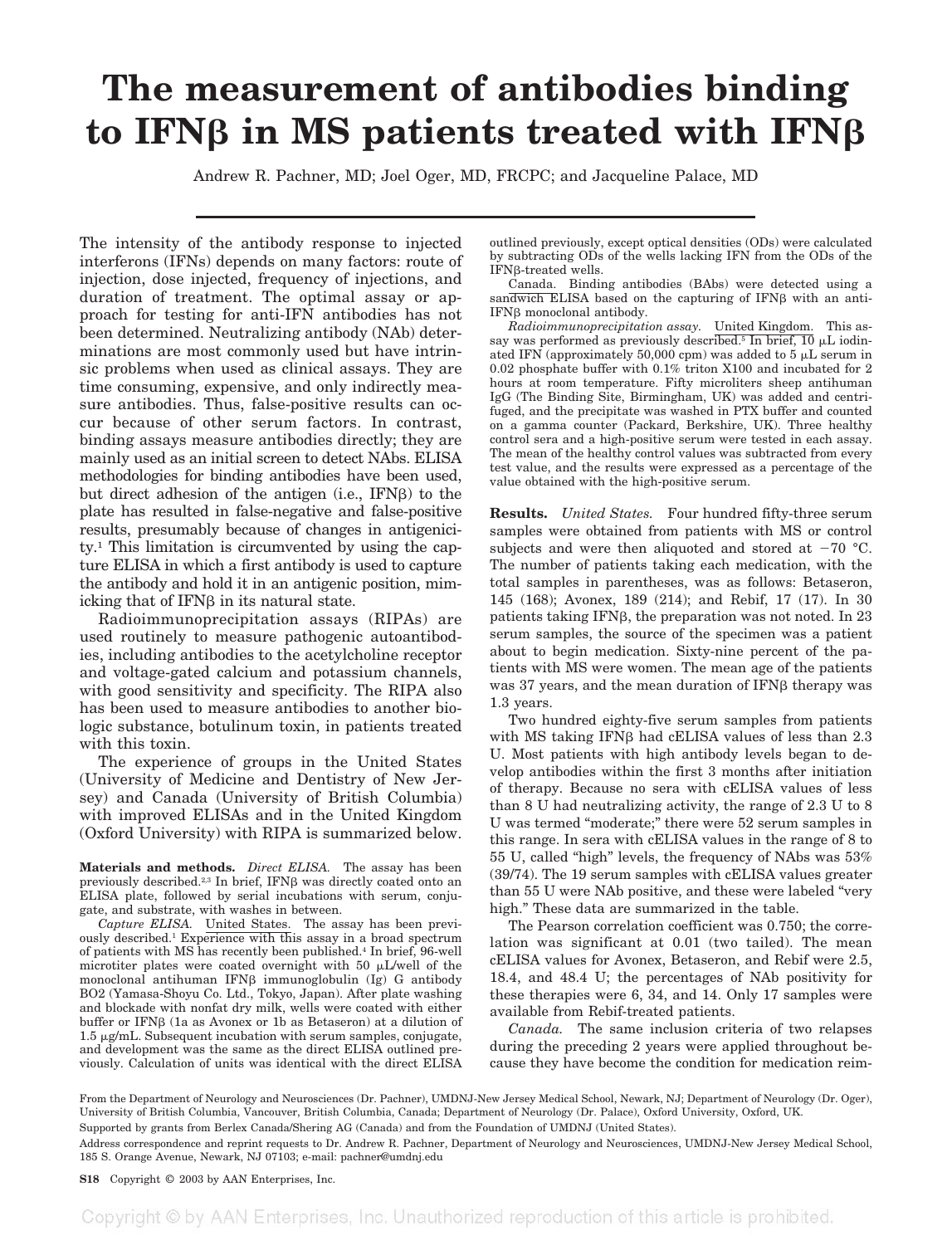# The measurement of antibodies binding to IFNβ in MS patients treated with IFNβ

Andrew R. Pachner, MD; Joel Oger, MD, FRCPC; and Jacqueline Palace, MD

The intensity of the antibody response to injected interferons (IFNs) depends on many factors: route of injection, dose injected, frequency of injections, and duration of treatment. The optimal assay or approach for testing for anti-IFN antibodies has not been determined. Neutralizing antibody (NAb) determinations are most commonly used but have intrinsic problems when used as clinical assays. They are time consuming, expensive, and only indirectly measure antibodies. Thus, false-positive results can occur because of other serum factors. In contrast, binding assays measure antibodies directly; they are mainly used as an initial screen to detect NAbs. ELISA methodologies for binding antibodies have been used, but direct adhesion of the antigen (i.e., IFNβ) to the plate has resulted in false-negative and false-positive results, presumably because of changes in antigenicity.[1] This limitation is circumvented by using the capture ELISA in which a first antibody is used to capture the antibody and hold it in an antigenic position, mimicking that of IFNβ in its natural state.

Radioimmunoprecipitation assays (RIPAs) are used routinely to measure pathogenic autoantibodies, including antibodies to the acetylcholine receptor and voltage-gated calcium and potassium channels, with good sensitivity and specificity. The RIPA also has been used to measure antibodies to another biologic substance, botulinum toxin, in patients treated with this toxin.

The experience of groups in the United States (University of Medicine and Dentistry of New Jersey) and Canada (University of British Columbia) with improved ELISAs and in the United Kingdom (Oxford University) with RIPA is summarized below.

**Materials and methods.** *Direct ELISA.* The assay has been previously described.[2,3] In brief, IFNβ was directly coated onto an ELISA plate, followed by serial incubations with serum, conjugate, and substrate, with washes in between.

*Capture ELISA.* United States. The assay has been previously described.[1] Experience with this assay in a broad spectrum of patients with MS has recently been published.[4] In brief, 96-well microtiter plates were coated overnight with 50 μL/well of the monoclonal antihuman IFNβ immunoglobulin (Ig) G antibody BO2 (Yamasa-Shoyu Co. Ltd., Tokyo, Japan). After plate washing and blockade with nonfat dry milk, wells were coated with either buffer or IFNβ (1a as Avonex or 1b as Betaseron) at a dilution of 1.5 μg/mL. Subsequent incubation with serum samples, conjugate, and development was the same as the direct ELISA outlined previously. Calculation of units was identical with the direct ELISA outlined previously, except optical densities (ODs) were calculated by subtracting ODs of the wells lacking IFN from the ODs of the IFNβ-treated wells.

Canada. Binding antibodies (BAbs) were detected using a sandwich ELISA based on the capturing of IFNβ with an anti-IFNβ monoclonal antibody.

*Radioimmunoprecipitation assay.* United Kingdom. This assay was performed as previously described.[5] In brief, 10 μL iodinated IFN (approximately 50,000 cpm) was added to 5 μL serum in 0.02 phosphate buffer with 0.1% triton X100 and incubated for 2 hours at room temperature. Fifty microliters sheep antihuman IgG (The Binding Site, Birmingham, UK) was added and centrifuged, and the precipitate was washed in PTX buffer and counted on a gamma counter (Packard, Berkshire, UK). Three healthy control sera and a high-positive serum were tested in each assay. The mean of the healthy control values was subtracted from every test value, and the results were expressed as a percentage of the value obtained with the high-positive serum.

**Results.** *United States.* Four hundred fifty-three serum samples were obtained from patients with MS or control subjects and were then aliquoted and stored at −70 °C. The number of patients taking each medication, with the total samples in parentheses, was as follows: Betaseron, 145 (168); Avonex, 189 (214); and Rebif, 17 (17). In 30 patients taking IFNβ, the preparation was not noted. In 23 serum samples, the source of the specimen was a patient about to begin medication. Sixty-nine percent of the patients with MS were women. The mean age of the patients was 37 years, and the mean duration of IFNβ therapy was 1.3 years.

Two hundred eighty-five serum samples from patients with MS taking IFNβ had cELISA values of less than 2.3 U. Most patients with high antibody levels began to develop antibodies within the first 3 months after initiation of therapy. Because no sera with cELISA values of less than 8 U had neutralizing activity, the range of 2.3 U to 8 U was termed "moderate;" there were 52 serum samples in this range. In sera with cELISA values in the range of 8 to 55 U, called "high" levels, the frequency of NAbs was 53% (39/74). The 19 serum samples with cELISA values greater than 55 U were NAb positive, and these were labeled "very high." These data are summarized in the table.

The Pearson correlation coefficient was 0.750; the correlation was significant at 0.01 (two tailed). The mean cELISA values for Avonex, Betaseron, and Rebif were 2.5, 18.4, and 48.4 U; the percentages of NAb positivity for these therapies were 6, 34, and 14. Only 17 samples were available from Rebif-treated patients.

*Canada.* The same inclusion criteria of two relapses during the preceding 2 years were applied throughout because they have become the condition for medication reim-

From the Department of Neurology and Neurosciences (Dr. Pachner), UMDNJ-New Jersey Medical School, Newark, NJ; Department of Neurology (Dr. Oger), University of British Columbia, Vancouver, British Columbia, Canada; Department of Neurology (Dr. Palace), Oxford University, Oxford, UK.

Supported by grants from Berlex Canada/Shering AG (Canada) and from the Foundation of UMDNJ (United States).

Address correspondence and reprint requests to Dr. Andrew R. Pachner, Department of Neurology and Neurosciences, UMDNJ-New Jersey Medical School, 185 S. Orange Avenue, Newark, NJ 07103; e-mail: pachner@umdnj.edu

Copyright © 2003 by AAN Enterprises, Inc.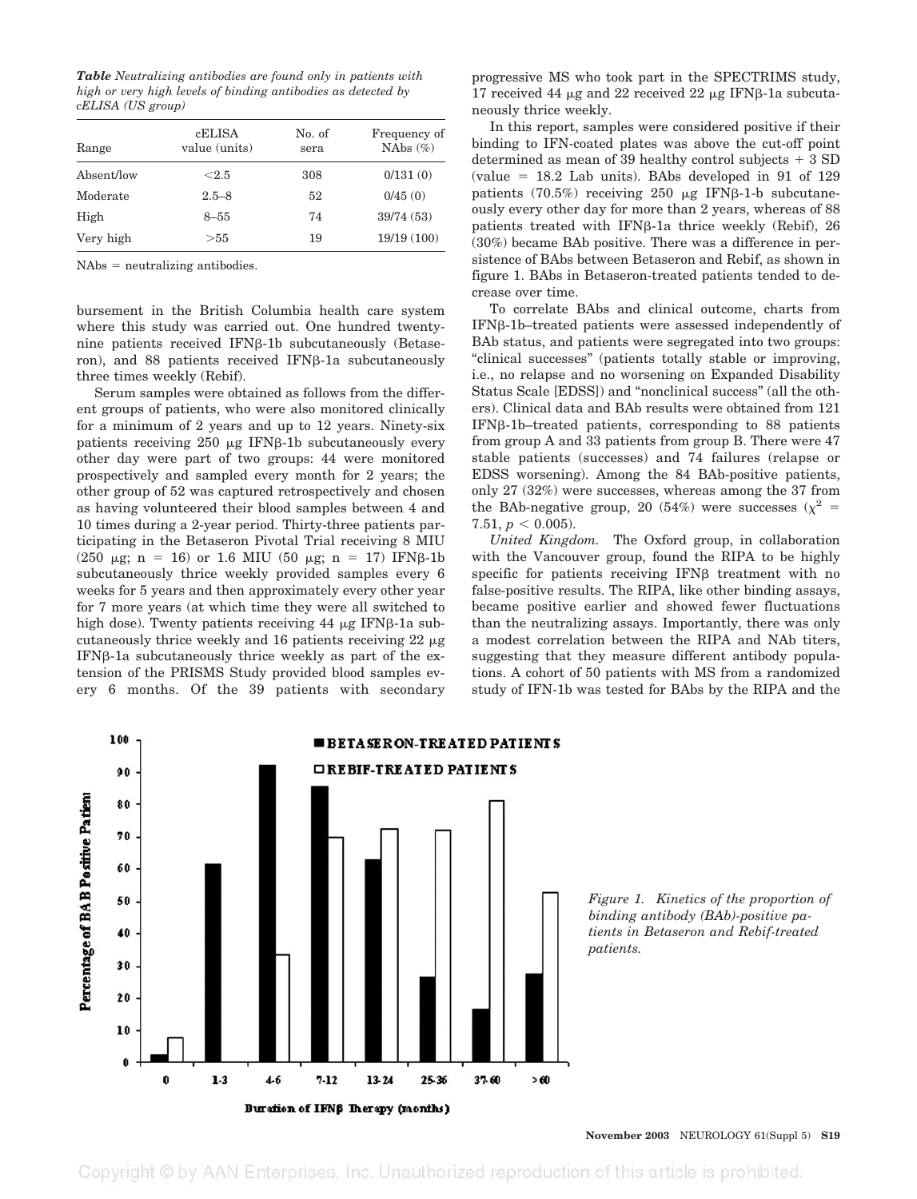*Table* Neutralizing antibodies are found only in patients with high or very high levels of binding antibodies as detected by cELISA (US group)

| Range | cELISA value (units) | No. of sera | Frequency of NAbs (%) |
|---|---|---|---|
| Absent/low | <2.5 | 308 | 0/131 (0) |
| Moderate | 2.5–8 | 52 | 0/45 (0) |
| High | 8–55 | 74 | 39/74 (53) |
| Very high | >55 | 19 | 19/19 (100) |

NAbs = neutralizing antibodies.

bursement in the British Columbia health care system where this study was carried out. One hundred twenty-nine patients received IFNβ-1b subcutaneously (Betaseron), and 88 patients received IFNβ-1a subcutaneously three times weekly (Rebif).

Serum samples were obtained as follows from the different groups of patients, who were also monitored clinically for a minimum of 2 years and up to 12 years. Ninety-six patients receiving 250 μg IFNβ-1b subcutaneously every other day were part of two groups: 44 were monitored prospectively and sampled every month for 2 years; the other group of 52 was captured retrospectively and chosen as having volunteered their blood samples between 4 and 10 times during a 2-year period. Thirty-three patients participating in the Betaseron Pivotal Trial receiving 8 MIU (250 μg; n = 16) or 1.6 MIU (50 μg; n = 17) IFNβ-1b subcutaneously thrice weekly provided samples every 6 weeks for 5 years and then approximately every other year for 7 more years (at which time they were all switched to high dose). Twenty patients receiving 44 μg IFNβ-1a subcutaneously thrice weekly and 16 patients receiving 22 μg IFNβ-1a subcutaneously thrice weekly as part of the extension of the PRISMS Study provided blood samples every 6 months. Of the 39 patients with secondary progressive MS who took part in the SPECTRIMS study, 17 received 44 μg and 22 received 22 μg IFNβ-1a subcutaneously thrice weekly.

In this report, samples were considered positive if their binding to IFN-coated plates was above the cut-off point determined as mean of 39 healthy control subjects + 3 SD (value = 18.2 Lab units). BAbs developed in 91 of 129 patients (70.5%) receiving 250 μg IFNβ-1-b subcutaneously every other day for more than 2 years, whereas of 88 patients treated with IFNβ-1a thrice weekly (Rebif), 26 (30%) became BAb positive. There was a difference in persistence of BAbs between Betaseron and Rebif, as shown in figure 1. BAbs in Betaseron-treated patients tended to decrease over time.

To correlate BAbs and clinical outcome, charts from IFNβ-1b–treated patients were assessed independently of BAb status, and patients were segregated into two groups: "clinical successes" (patients totally stable or improving, i.e., no relapse and no worsening on Expanded Disability Status Scale [EDSS]) and "nonclinical success" (all the others). Clinical data and BAb results were obtained from 121 IFNβ-1b–treated patients, corresponding to 88 patients from group A and 33 patients from group B. There were 47 stable patients (successes) and 74 failures (relapse or EDSS worsening). Among the 84 BAb-positive patients, only 27 (32%) were successes, whereas among the 37 from the BAb-negative group, 20 (54%) were successes ($\chi^2$ = 7.51, $p < 0.005$).

*United Kingdom.* The Oxford group, in collaboration with the Vancouver group, found the RIPA to be highly specific for patients receiving IFNβ treatment with no false-positive results. The RIPA, like other binding assays, became positive earlier and showed fewer fluctuations than the neutralizing assays. Importantly, there was only a modest correlation between the RIPA and NAb titers, suggesting that they measure different antibody populations. A cohort of 50 patients with MS from a randomized study of IFN-1b was tested for BAbs by the RIPA and the

*Figure 1. Kinetics of the proportion of binding antibody (BAb)-positive patients in Betaseron and Rebif-treated patients.*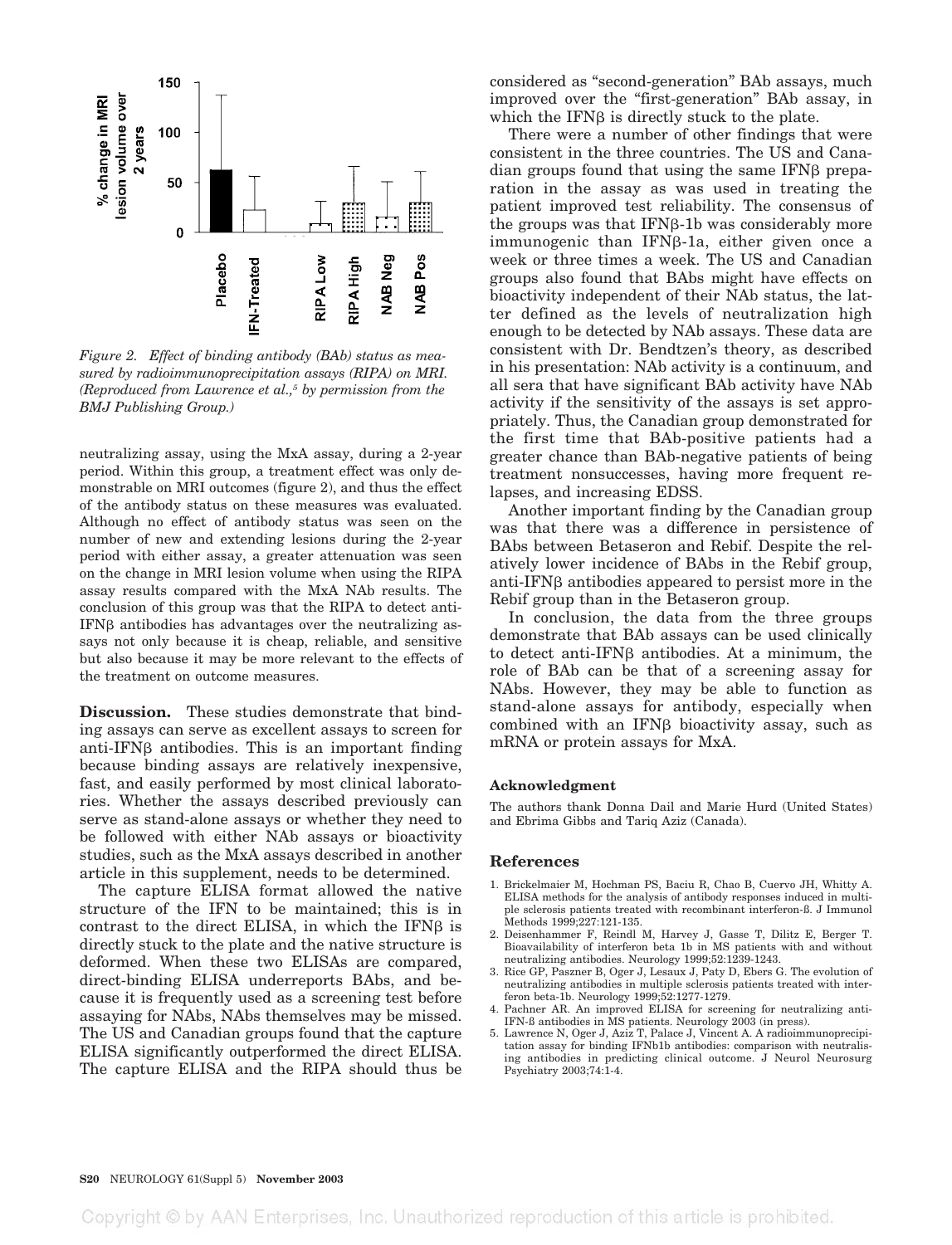150

100

50

0

% change in MRI lesion volume over 2 years

Placebo

IFN-Treated

RIPA Low

RIPA High

NAB Neg

NAB Pos

*Figure 2. Effect of binding antibody (BAb) status as measured by radioimmunoprecipitation assays (RIPA) on MRI. (Reproduced from Lawrence et al.,[5] by permission from the BMJ Publishing Group.)*

neutralizing assay, using the MxA assay, during a 2-year period. Within this group, a treatment effect was only demonstrable on MRI outcomes (figure 2), and thus the effect of the antibody status on these measures was evaluated. Although no effect of antibody status was seen on the number of new and extending lesions during the 2-year period with either assay, a greater attenuation was seen on the change in MRI lesion volume when using the RIPA assay results compared with the MxA NAb results. The conclusion of this group was that the RIPA to detect anti-IFNβ antibodies has advantages over the neutralizing assays not only because it is cheap, reliable, and sensitive but also because it may be more relevant to the effects of the treatment on outcome measures.

**Discussion.** These studies demonstrate that binding assays can serve as excellent assays to screen for anti-IFNβ antibodies. This is an important finding because binding assays are relatively inexpensive, fast, and easily performed by most clinical laboratories. Whether the assays described previously can serve as stand-alone assays or whether they need to be followed with either NAb assays or bioactivity studies, such as the MxA assays described in another article in this supplement, needs to be determined.

The capture ELISA format allowed the native structure of the IFN to be maintained; this is in contrast to the direct ELISA, in which the IFNβ is directly stuck to the plate and the native structure is deformed. When these two ELISAs are compared, direct-binding ELISA underreports BAbs, and because it is frequently used as a screening test before assaying for NAbs, NAbs themselves may be missed. The US and Canadian groups found that the capture ELISA significantly outperformed the direct ELISA. The capture ELISA and the RIPA should thus be considered as "second-generation" BAb assays, much improved over the "first-generation" BAb assay, in which the IFNβ is directly stuck to the plate.

There were a number of other findings that were consistent in the three countries. The US and Canadian groups found that using the same IFNβ preparation in the assay as was used in treating the patient improved test reliability. The consensus of the groups was that IFNβ-1b was considerably more immunogenic than IFNβ-1a, either given once a week or three times a week. The US and Canadian groups also found that BAbs might have effects on bioactivity independent of their NAb status, the latter defined as the levels of neutralization high enough to be detected by NAb assays. These data are consistent with Dr. Bendtzen's theory, as described in his presentation: NAb activity is a continuum, and all sera that have significant BAb activity have NAb activity if the sensitivity of the assays is set appropriately. Thus, the Canadian group demonstrated for the first time that BAb-positive patients had a greater chance than BAb-negative patients of being treatment nonsuccesses, having more frequent relapses, and increasing EDSS.

Another important finding by the Canadian group was that there was a difference in persistence of BAbs between Betaseron and Rebif. Despite the relatively lower incidence of BAbs in the Rebif group, anti-IFNβ antibodies appeared to persist more in the Rebif group than in the Betaseron group.

In conclusion, the data from the three groups demonstrate that BAb assays can be used clinically to detect anti-IFNβ antibodies. At a minimum, the role of BAb can be that of a screening assay for NAbs. However, they may be able to function as stand-alone assays for antibody, especially when combined with an IFNβ bioactivity assay, such as mRNA or protein assays for MxA.

## Acknowledgment

The authors thank Donna Dail and Marie Hurd (United States) and Ebrima Gibbs and Tariq Aziz (Canada).

## References

1. Brickelmaier M, Hochman PS, Baciu R, Chao B, Cuervo JH, Whitty A. ELISA methods for the analysis of antibody responses induced in multiple sclerosis patients treated with recombinant interferon-ß. J Immunol Methods 1999;227:121-135.
2. Deisenhammer F, Reindl M, Harvey J, Gasse T, Dilitz E, Berger T. Bioavailability of interferon beta 1b in MS patients with and without neutralizing antibodies. Neurology 1999;52:1239-1243.
3. Rice GP, Paszner B, Oger J, Lesaux J, Paty D, Ebers G. The evolution of neutralizing antibodies in multiple sclerosis patients treated with interferon beta-1b. Neurology 1999;52:1277-1279.
4. Pachner AR. An improved ELISA for screening for neutralizing anti-IFN-ß antibodies in MS patients. Neurology 2003 (in press).
5. Lawrence N, Oger J, Aziz T, Palace J, Vincent A. A radioimmunoprecipitation assay for binding IFNb1b antibodies: comparison with neutralising antibodies in predicting clinical outcome. J Neurol Neurosurg Psychiatry 2003;74:1-4.